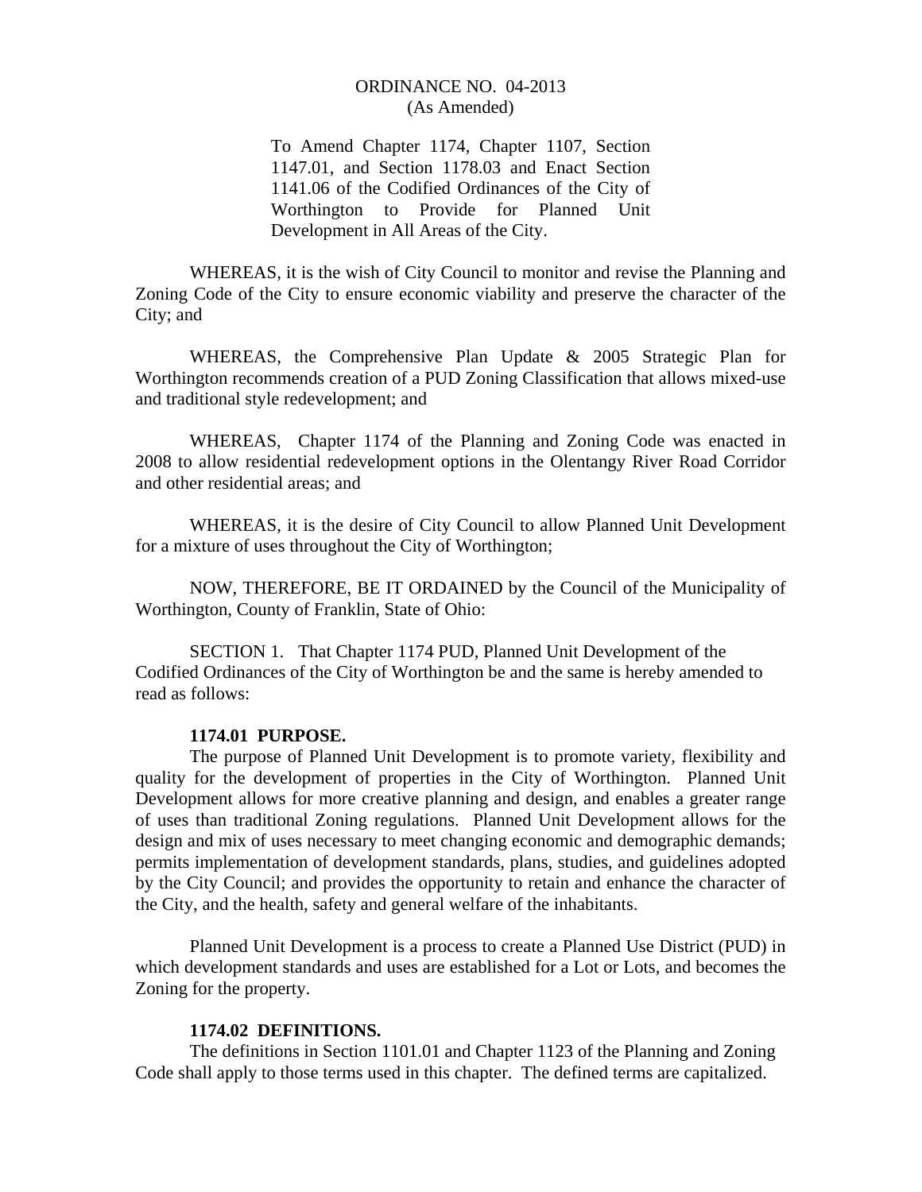# ORDINANCE NO. 04-2013
(As Amended)

To Amend Chapter 1174, Chapter 1107, Section 1147.01, and Section 1178.03 and Enact Section 1141.06 of the Codified Ordinances of the City of Worthington to Provide for Planned Unit Development in All Areas of the City.

WHEREAS, it is the wish of City Council to monitor and revise the Planning and Zoning Code of the City to ensure economic viability and preserve the character of the City; and

WHEREAS, the Comprehensive Plan Update & 2005 Strategic Plan for Worthington recommends creation of a PUD Zoning Classification that allows mixed-use and traditional style redevelopment; and

WHEREAS, Chapter 1174 of the Planning and Zoning Code was enacted in 2008 to allow residential redevelopment options in the Olentangy River Road Corridor and other residential areas; and

WHEREAS, it is the desire of City Council to allow Planned Unit Development for a mixture of uses throughout the City of Worthington;

NOW, THEREFORE, BE IT ORDAINED by the Council of the Municipality of Worthington, County of Franklin, State of Ohio:

SECTION 1. That Chapter 1174 PUD, Planned Unit Development of the Codified Ordinances of the City of Worthington be and the same is hereby amended to read as follows:

**1174.01 PURPOSE.**

The purpose of Planned Unit Development is to promote variety, flexibility and quality for the development of properties in the City of Worthington. Planned Unit Development allows for more creative planning and design, and enables a greater range of uses than traditional Zoning regulations. Planned Unit Development allows for the design and mix of uses necessary to meet changing economic and demographic demands; permits implementation of development standards, plans, studies, and guidelines adopted by the City Council; and provides the opportunity to retain and enhance the character of the City, and the health, safety and general welfare of the inhabitants.

Planned Unit Development is a process to create a Planned Use District (PUD) in which development standards and uses are established for a Lot or Lots, and becomes the Zoning for the property.

**1174.02 DEFINITIONS.**

The definitions in Section 1101.01 and Chapter 1123 of the Planning and Zoning Code shall apply to those terms used in this chapter. The defined terms are capitalized.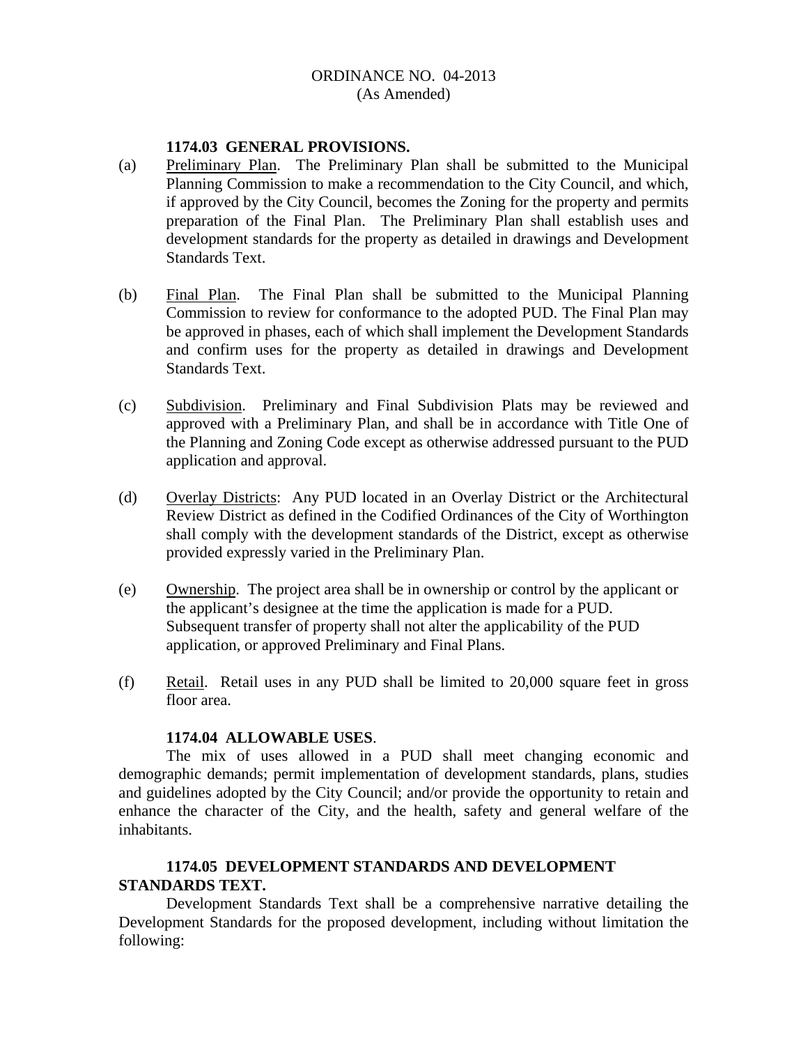ORDINANCE NO. 04-2013
(As Amended)

**1174.03 GENERAL PROVISIONS.**

(a) Preliminary Plan. The Preliminary Plan shall be submitted to the Municipal Planning Commission to make a recommendation to the City Council, and which, if approved by the City Council, becomes the Zoning for the property and permits preparation of the Final Plan. The Preliminary Plan shall establish uses and development standards for the property as detailed in drawings and Development Standards Text.

(b) Final Plan. The Final Plan shall be submitted to the Municipal Planning Commission to review for conformance to the adopted PUD. The Final Plan may be approved in phases, each of which shall implement the Development Standards and confirm uses for the property as detailed in drawings and Development Standards Text.

(c) Subdivision. Preliminary and Final Subdivision Plats may be reviewed and approved with a Preliminary Plan, and shall be in accordance with Title One of the Planning and Zoning Code except as otherwise addressed pursuant to the PUD application and approval.

(d) Overlay Districts: Any PUD located in an Overlay District or the Architectural Review District as defined in the Codified Ordinances of the City of Worthington shall comply with the development standards of the District, except as otherwise provided expressly varied in the Preliminary Plan.

(e) Ownership. The project area shall be in ownership or control by the applicant or the applicant's designee at the time the application is made for a PUD. Subsequent transfer of property shall not alter the applicability of the PUD application, or approved Preliminary and Final Plans.

(f) Retail. Retail uses in any PUD shall be limited to 20,000 square feet in gross floor area.

**1174.04 ALLOWABLE USES**.

The mix of uses allowed in a PUD shall meet changing economic and demographic demands; permit implementation of development standards, plans, studies and guidelines adopted by the City Council; and/or provide the opportunity to retain and enhance the character of the City, and the health, safety and general welfare of the inhabitants.

**1174.05 DEVELOPMENT STANDARDS AND DEVELOPMENT STANDARDS TEXT.**

Development Standards Text shall be a comprehensive narrative detailing the Development Standards for the proposed development, including without limitation the following: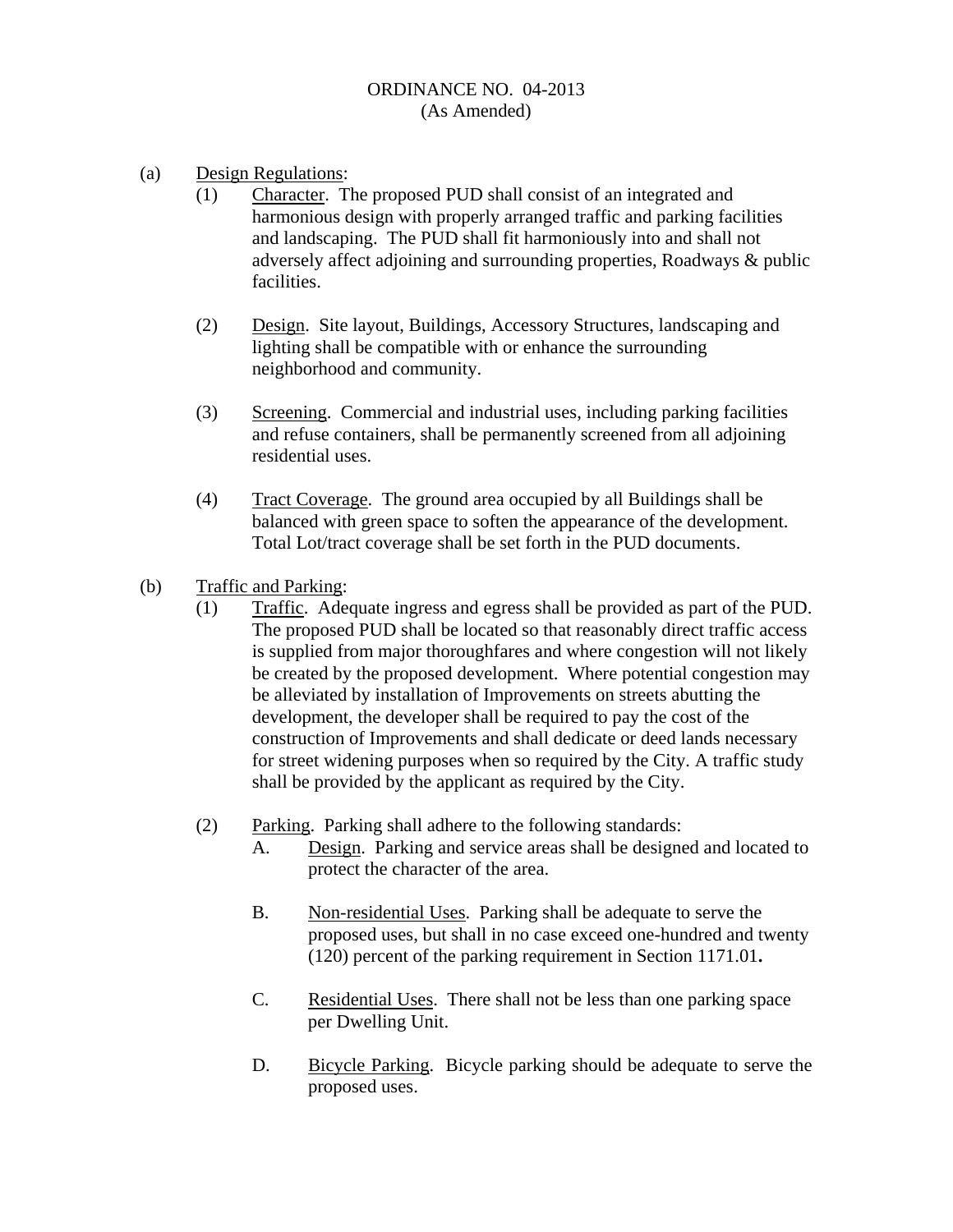ORDINANCE NO. 04-2013
(As Amended)

(a) Design Regulations:

(1) Character. The proposed PUD shall consist of an integrated and harmonious design with properly arranged traffic and parking facilities and landscaping. The PUD shall fit harmoniously into and shall not adversely affect adjoining and surrounding properties, Roadways & public facilities.

(2) Design. Site layout, Buildings, Accessory Structures, landscaping and lighting shall be compatible with or enhance the surrounding neighborhood and community.

(3) Screening. Commercial and industrial uses, including parking facilities and refuse containers, shall be permanently screened from all adjoining residential uses.

(4) Tract Coverage. The ground area occupied by all Buildings shall be balanced with green space to soften the appearance of the development. Total Lot/tract coverage shall be set forth in the PUD documents.

(b) Traffic and Parking:

(1) Traffic. Adequate ingress and egress shall be provided as part of the PUD. The proposed PUD shall be located so that reasonably direct traffic access is supplied from major thoroughfares and where congestion will not likely be created by the proposed development. Where potential congestion may be alleviated by installation of Improvements on streets abutting the development, the developer shall be required to pay the cost of the construction of Improvements and shall dedicate or deed lands necessary for street widening purposes when so required by the City. A traffic study shall be provided by the applicant as required by the City.

(2) Parking. Parking shall adhere to the following standards:

A. Design. Parking and service areas shall be designed and located to protect the character of the area.

B. Non-residential Uses. Parking shall be adequate to serve the proposed uses, but shall in no case exceed one-hundred and twenty (120) percent of the parking requirement in Section 1171.01**.**

C. Residential Uses. There shall not be less than one parking space per Dwelling Unit.

D. Bicycle Parking. Bicycle parking should be adequate to serve the proposed uses.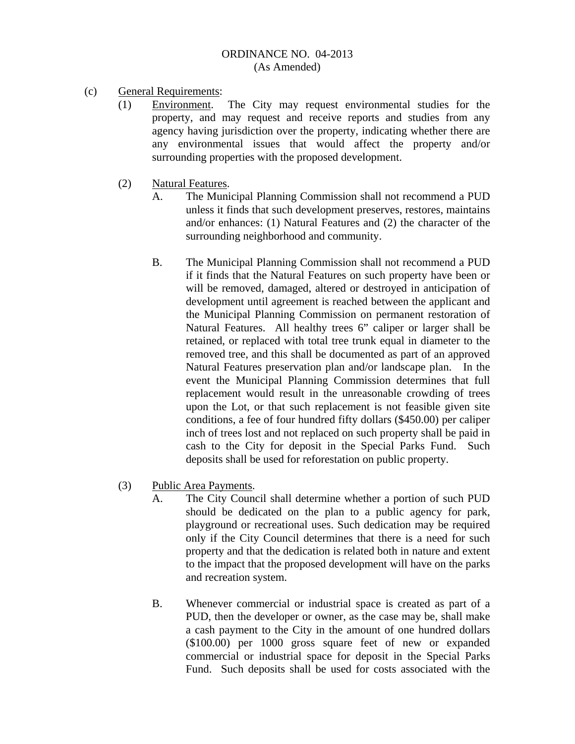ORDINANCE NO. 04-2013
(As Amended)

(c) General Requirements:

(1) Environment. The City may request environmental studies for the property, and may request and receive reports and studies from any agency having jurisdiction over the property, indicating whether there are any environmental issues that would affect the property and/or surrounding properties with the proposed development.

(2) Natural Features.

A. The Municipal Planning Commission shall not recommend a PUD unless it finds that such development preserves, restores, maintains and/or enhances: (1) Natural Features and (2) the character of the surrounding neighborhood and community.

B. The Municipal Planning Commission shall not recommend a PUD if it finds that the Natural Features on such property have been or will be removed, damaged, altered or destroyed in anticipation of development until agreement is reached between the applicant and the Municipal Planning Commission on permanent restoration of Natural Features. All healthy trees 6" caliper or larger shall be retained, or replaced with total tree trunk equal in diameter to the removed tree, and this shall be documented as part of an approved Natural Features preservation plan and/or landscape plan. In the event the Municipal Planning Commission determines that full replacement would result in the unreasonable crowding of trees upon the Lot, or that such replacement is not feasible given site conditions, a fee of four hundred fifty dollars ($450.00) per caliper inch of trees lost and not replaced on such property shall be paid in cash to the City for deposit in the Special Parks Fund. Such deposits shall be used for reforestation on public property.

(3) Public Area Payments.

A. The City Council shall determine whether a portion of such PUD should be dedicated on the plan to a public agency for park, playground or recreational uses. Such dedication may be required only if the City Council determines that there is a need for such property and that the dedication is related both in nature and extent to the impact that the proposed development will have on the parks and recreation system.

B. Whenever commercial or industrial space is created as part of a PUD, then the developer or owner, as the case may be, shall make a cash payment to the City in the amount of one hundred dollars ($100.00) per 1000 gross square feet of new or expanded commercial or industrial space for deposit in the Special Parks Fund. Such deposits shall be used for costs associated with the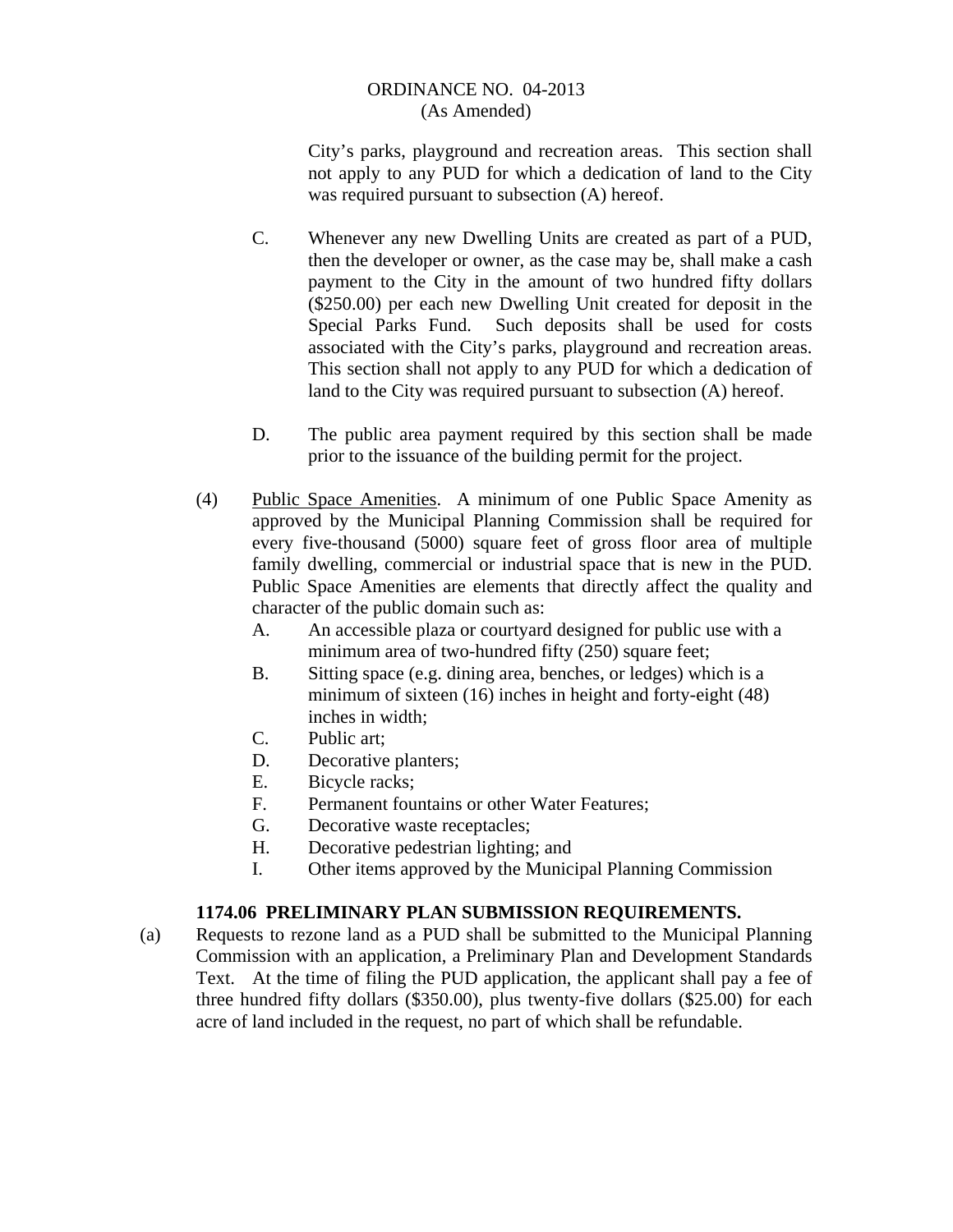City's parks, playground and recreation areas. This section shall not apply to any PUD for which a dedication of land to the City was required pursuant to subsection (A) hereof.

C. Whenever any new Dwelling Units are created as part of a PUD, then the developer or owner, as the case may be, shall make a cash payment to the City in the amount of two hundred fifty dollars ($250.00) per each new Dwelling Unit created for deposit in the Special Parks Fund. Such deposits shall be used for costs associated with the City's parks, playground and recreation areas. This section shall not apply to any PUD for which a dedication of land to the City was required pursuant to subsection (A) hereof.

D. The public area payment required by this section shall be made prior to the issuance of the building permit for the project.

(4) Public Space Amenities. A minimum of one Public Space Amenity as approved by the Municipal Planning Commission shall be required for every five-thousand (5000) square feet of gross floor area of multiple family dwelling, commercial or industrial space that is new in the PUD. Public Space Amenities are elements that directly affect the quality and character of the public domain such as:

A. An accessible plaza or courtyard designed for public use with a minimum area of two-hundred fifty (250) square feet;
B. Sitting space (e.g. dining area, benches, or ledges) which is a minimum of sixteen (16) inches in height and forty-eight (48) inches in width;
C. Public art;
D. Decorative planters;
E. Bicycle racks;
F. Permanent fountains or other Water Features;
G. Decorative waste receptacles;
H. Decorative pedestrian lighting; and
I. Other items approved by the Municipal Planning Commission

**1174.06 PRELIMINARY PLAN SUBMISSION REQUIREMENTS.**

(a) Requests to rezone land as a PUD shall be submitted to the Municipal Planning Commission with an application, a Preliminary Plan and Development Standards Text. At the time of filing the PUD application, the applicant shall pay a fee of three hundred fifty dollars ($350.00), plus twenty-five dollars ($25.00) for each acre of land included in the request, no part of which shall be refundable.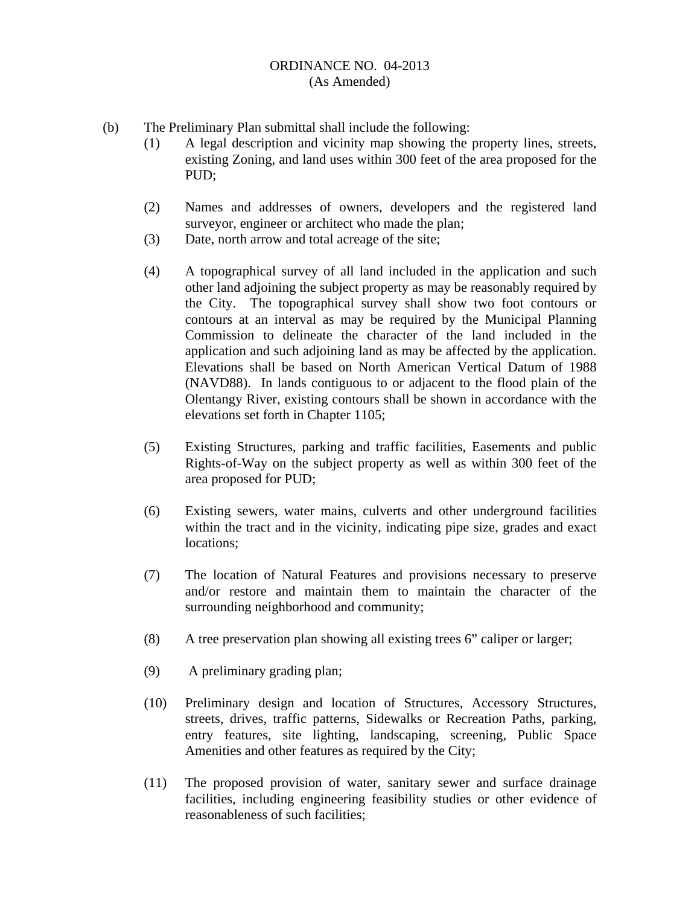ORDINANCE NO. 04-2013
(As Amended)

(b) The Preliminary Plan submittal shall include the following:

(1) A legal description and vicinity map showing the property lines, streets, existing Zoning, and land uses within 300 feet of the area proposed for the PUD;

(2) Names and addresses of owners, developers and the registered land surveyor, engineer or architect who made the plan;

(3) Date, north arrow and total acreage of the site;

(4) A topographical survey of all land included in the application and such other land adjoining the subject property as may be reasonably required by the City. The topographical survey shall show two foot contours or contours at an interval as may be required by the Municipal Planning Commission to delineate the character of the land included in the application and such adjoining land as may be affected by the application. Elevations shall be based on North American Vertical Datum of 1988 (NAVD88). In lands contiguous to or adjacent to the flood plain of the Olentangy River, existing contours shall be shown in accordance with the elevations set forth in Chapter 1105;

(5) Existing Structures, parking and traffic facilities, Easements and public Rights-of-Way on the subject property as well as within 300 feet of the area proposed for PUD;

(6) Existing sewers, water mains, culverts and other underground facilities within the tract and in the vicinity, indicating pipe size, grades and exact locations;

(7) The location of Natural Features and provisions necessary to preserve and/or restore and maintain them to maintain the character of the surrounding neighborhood and community;

(8) A tree preservation plan showing all existing trees 6" caliper or larger;

(9) A preliminary grading plan;

(10) Preliminary design and location of Structures, Accessory Structures, streets, drives, traffic patterns, Sidewalks or Recreation Paths, parking, entry features, site lighting, landscaping, screening, Public Space Amenities and other features as required by the City;

(11) The proposed provision of water, sanitary sewer and surface drainage facilities, including engineering feasibility studies or other evidence of reasonableness of such facilities;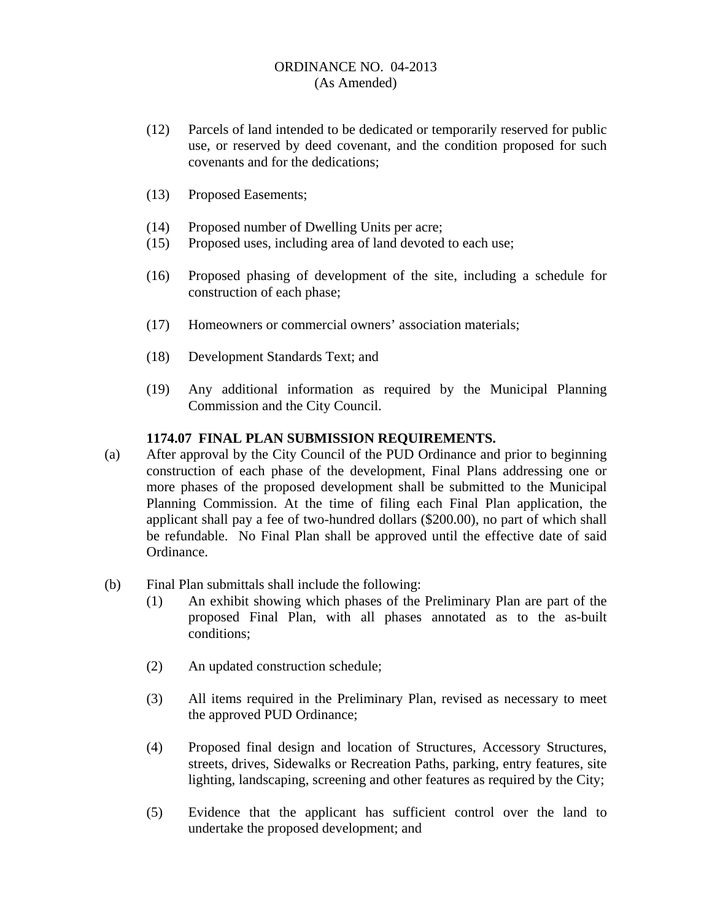(12) Parcels of land intended to be dedicated or temporarily reserved for public use, or reserved by deed covenant, and the condition proposed for such covenants and for the dedications;

(13) Proposed Easements;

(14) Proposed number of Dwelling Units per acre;

(15) Proposed uses, including area of land devoted to each use;

(16) Proposed phasing of development of the site, including a schedule for construction of each phase;

(17) Homeowners or commercial owners' association materials;

(18) Development Standards Text; and

(19) Any additional information as required by the Municipal Planning Commission and the City Council.

**1174.07 FINAL PLAN SUBMISSION REQUIREMENTS.**

(a) After approval by the City Council of the PUD Ordinance and prior to beginning construction of each phase of the development, Final Plans addressing one or more phases of the proposed development shall be submitted to the Municipal Planning Commission. At the time of filing each Final Plan application, the applicant shall pay a fee of two-hundred dollars ($200.00), no part of which shall be refundable. No Final Plan shall be approved until the effective date of said Ordinance.

(b) Final Plan submittals shall include the following:

(1) An exhibit showing which phases of the Preliminary Plan are part of the proposed Final Plan, with all phases annotated as to the as-built conditions;

(2) An updated construction schedule;

(3) All items required in the Preliminary Plan, revised as necessary to meet the approved PUD Ordinance;

(4) Proposed final design and location of Structures, Accessory Structures, streets, drives, Sidewalks or Recreation Paths, parking, entry features, site lighting, landscaping, screening and other features as required by the City;

(5) Evidence that the applicant has sufficient control over the land to undertake the proposed development; and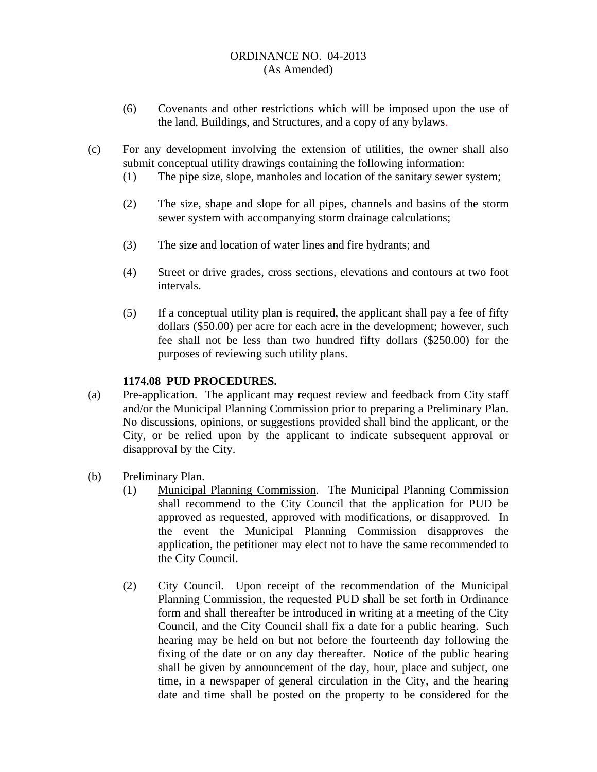(6) Covenants and other restrictions which will be imposed upon the use of the land, Buildings, and Structures, and a copy of any bylaws.

(c) For any development involving the extension of utilities, the owner shall also submit conceptual utility drawings containing the following information:

(1) The pipe size, slope, manholes and location of the sanitary sewer system;

(2) The size, shape and slope for all pipes, channels and basins of the storm sewer system with accompanying storm drainage calculations;

(3) The size and location of water lines and fire hydrants; and

(4) Street or drive grades, cross sections, elevations and contours at two foot intervals.

(5) If a conceptual utility plan is required, the applicant shall pay a fee of fifty dollars ($50.00) per acre for each acre in the development; however, such fee shall not be less than two hundred fifty dollars ($250.00) for the purposes of reviewing such utility plans.

**1174.08 PUD PROCEDURES.**

(a) Pre-application. The applicant may request review and feedback from City staff and/or the Municipal Planning Commission prior to preparing a Preliminary Plan. No discussions, opinions, or suggestions provided shall bind the applicant, or the City, or be relied upon by the applicant to indicate subsequent approval or disapproval by the City.

(b) Preliminary Plan.

(1) Municipal Planning Commission. The Municipal Planning Commission shall recommend to the City Council that the application for PUD be approved as requested, approved with modifications, or disapproved. In the event the Municipal Planning Commission disapproves the application, the petitioner may elect not to have the same recommended to the City Council.

(2) City Council. Upon receipt of the recommendation of the Municipal Planning Commission, the requested PUD shall be set forth in Ordinance form and shall thereafter be introduced in writing at a meeting of the City Council, and the City Council shall fix a date for a public hearing. Such hearing may be held on but not before the fourteenth day following the fixing of the date or on any day thereafter. Notice of the public hearing shall be given by announcement of the day, hour, place and subject, one time, in a newspaper of general circulation in the City, and the hearing date and time shall be posted on the property to be considered for the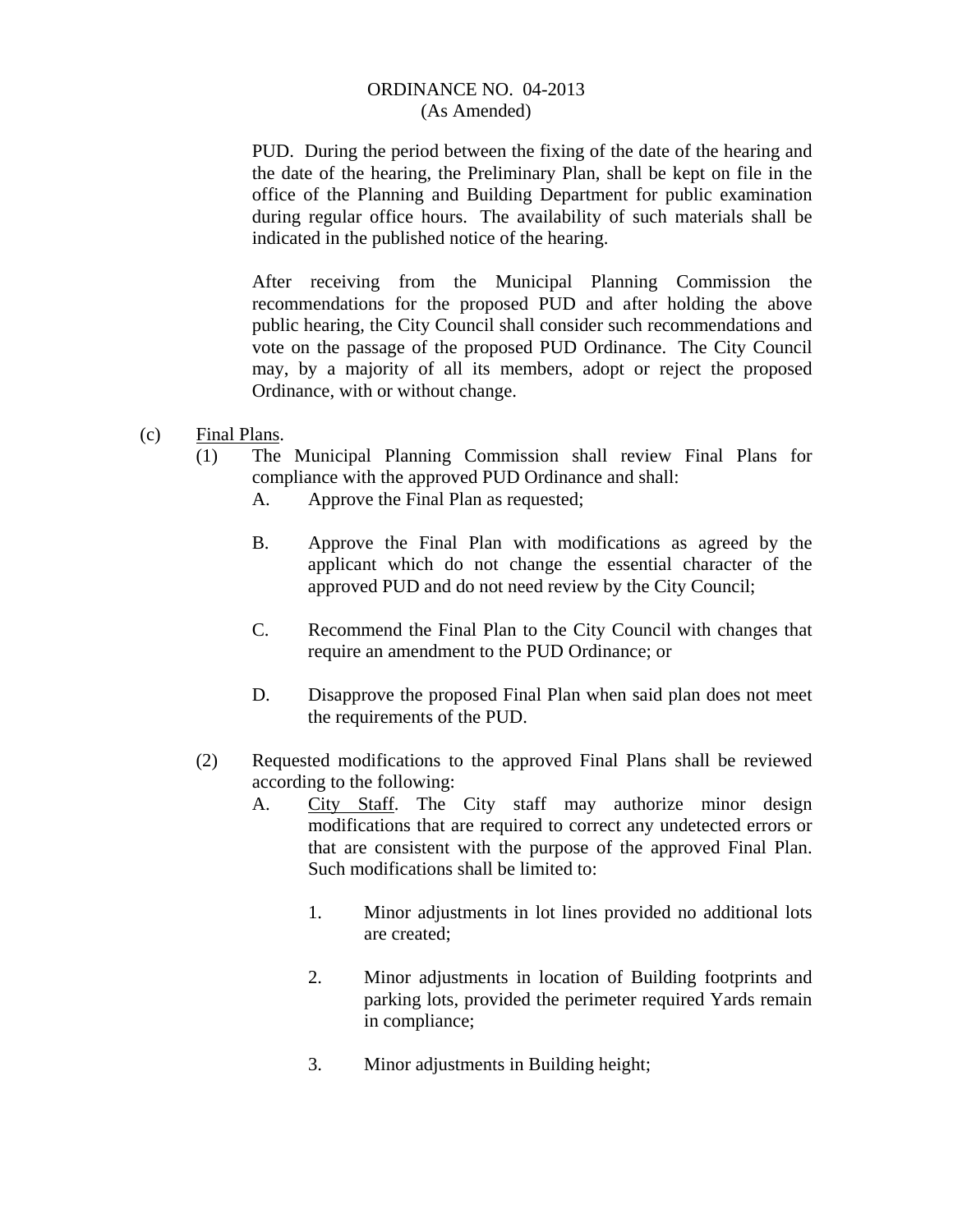PUD. During the period between the fixing of the date of the hearing and the date of the hearing, the Preliminary Plan, shall be kept on file in the office of the Planning and Building Department for public examination during regular office hours. The availability of such materials shall be indicated in the published notice of the hearing.

After receiving from the Municipal Planning Commission the recommendations for the proposed PUD and after holding the above public hearing, the City Council shall consider such recommendations and vote on the passage of the proposed PUD Ordinance. The City Council may, by a majority of all its members, adopt or reject the proposed Ordinance, with or without change.

(c) Final Plans.

(1) The Municipal Planning Commission shall review Final Plans for compliance with the approved PUD Ordinance and shall:

A. Approve the Final Plan as requested;

B. Approve the Final Plan with modifications as agreed by the applicant which do not change the essential character of the approved PUD and do not need review by the City Council;

C. Recommend the Final Plan to the City Council with changes that require an amendment to the PUD Ordinance; or

D. Disapprove the proposed Final Plan when said plan does not meet the requirements of the PUD.

(2) Requested modifications to the approved Final Plans shall be reviewed according to the following:

A. City Staff. The City staff may authorize minor design modifications that are required to correct any undetected errors or that are consistent with the purpose of the approved Final Plan. Such modifications shall be limited to:

1. Minor adjustments in lot lines provided no additional lots are created;

2. Minor adjustments in location of Building footprints and parking lots, provided the perimeter required Yards remain in compliance;

3. Minor adjustments in Building height;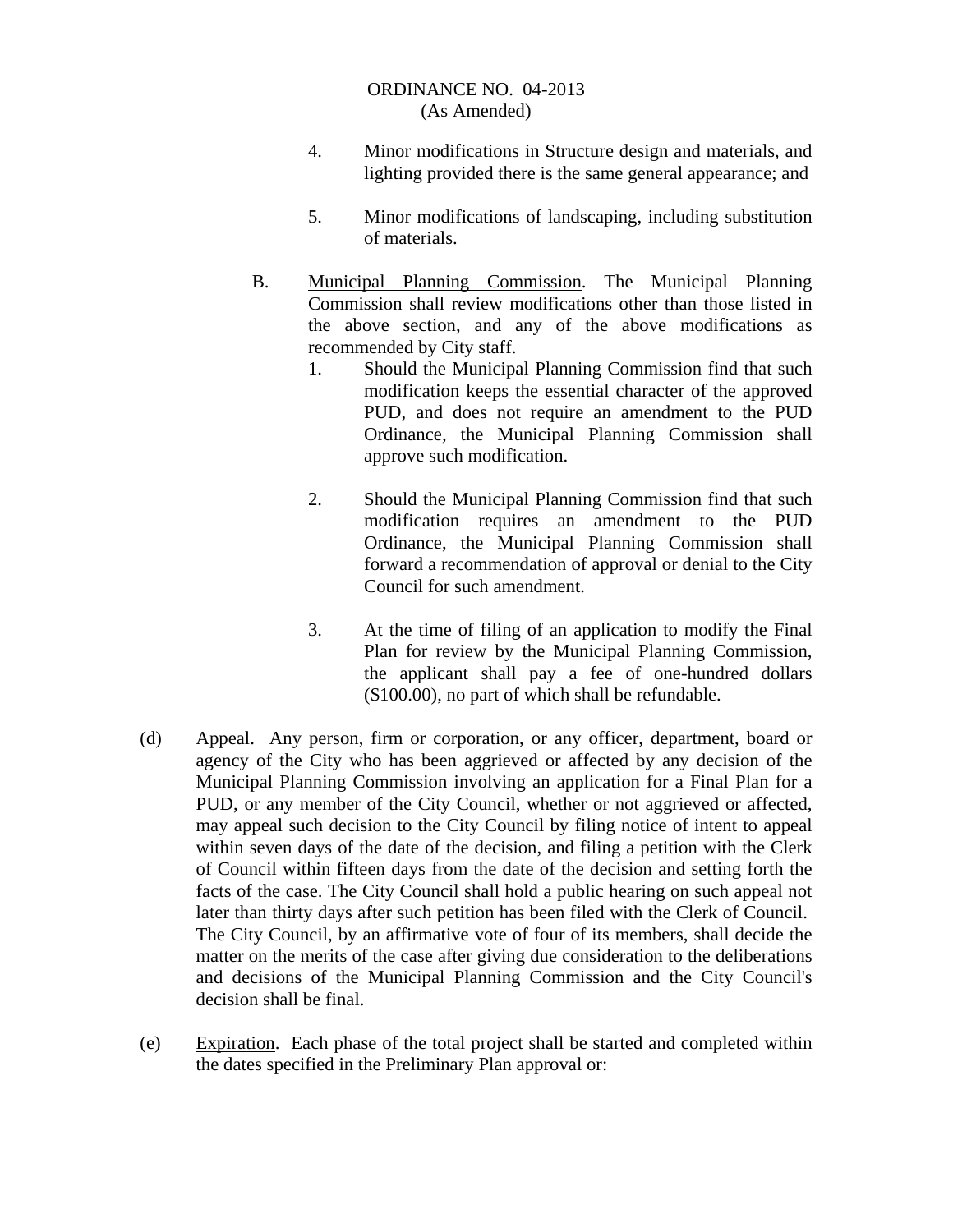4. Minor modifications in Structure design and materials, and lighting provided there is the same general appearance; and

5. Minor modifications of landscaping, including substitution of materials.

B. Municipal Planning Commission. The Municipal Planning Commission shall review modifications other than those listed in the above section, and any of the above modifications as recommended by City staff.

1. Should the Municipal Planning Commission find that such modification keeps the essential character of the approved PUD, and does not require an amendment to the PUD Ordinance, the Municipal Planning Commission shall approve such modification.

2. Should the Municipal Planning Commission find that such modification requires an amendment to the PUD Ordinance, the Municipal Planning Commission shall forward a recommendation of approval or denial to the City Council for such amendment.

3. At the time of filing of an application to modify the Final Plan for review by the Municipal Planning Commission, the applicant shall pay a fee of one-hundred dollars ($100.00), no part of which shall be refundable.

(d) Appeal. Any person, firm or corporation, or any officer, department, board or agency of the City who has been aggrieved or affected by any decision of the Municipal Planning Commission involving an application for a Final Plan for a PUD, or any member of the City Council, whether or not aggrieved or affected, may appeal such decision to the City Council by filing notice of intent to appeal within seven days of the date of the decision, and filing a petition with the Clerk of Council within fifteen days from the date of the decision and setting forth the facts of the case. The City Council shall hold a public hearing on such appeal not later than thirty days after such petition has been filed with the Clerk of Council. The City Council, by an affirmative vote of four of its members, shall decide the matter on the merits of the case after giving due consideration to the deliberations and decisions of the Municipal Planning Commission and the City Council's decision shall be final.

(e) Expiration. Each phase of the total project shall be started and completed within the dates specified in the Preliminary Plan approval or: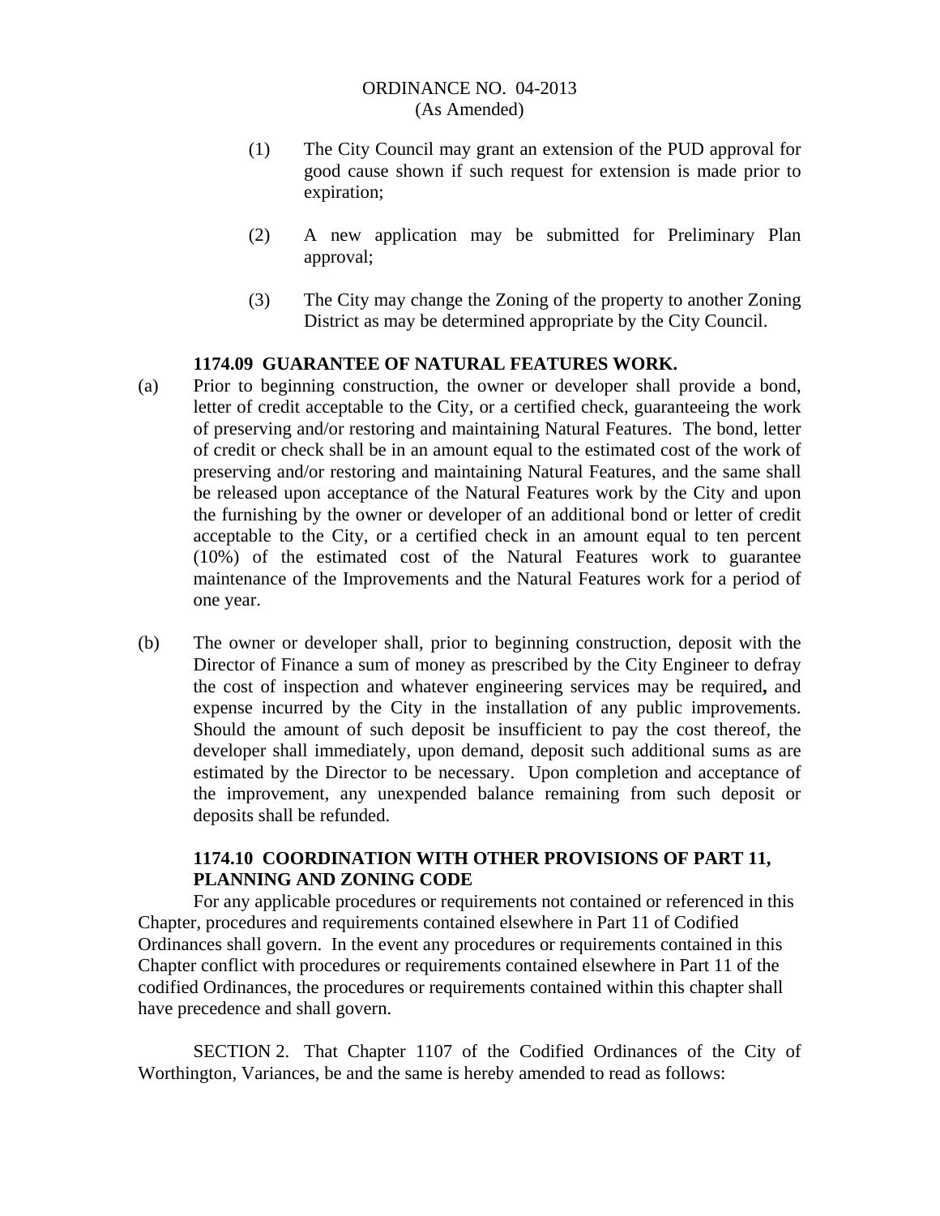(1) The City Council may grant an extension of the PUD approval for good cause shown if such request for extension is made prior to expiration;

(2) A new application may be submitted for Preliminary Plan approval;

(3) The City may change the Zoning of the property to another Zoning District as may be determined appropriate by the City Council.

**1174.09 GUARANTEE OF NATURAL FEATURES WORK.**

(a) Prior to beginning construction, the owner or developer shall provide a bond, letter of credit acceptable to the City, or a certified check, guaranteeing the work of preserving and/or restoring and maintaining Natural Features. The bond, letter of credit or check shall be in an amount equal to the estimated cost of the work of preserving and/or restoring and maintaining Natural Features, and the same shall be released upon acceptance of the Natural Features work by the City and upon the furnishing by the owner or developer of an additional bond or letter of credit acceptable to the City, or a certified check in an amount equal to ten percent (10%) of the estimated cost of the Natural Features work to guarantee maintenance of the Improvements and the Natural Features work for a period of one year.

(b) The owner or developer shall, prior to beginning construction, deposit with the Director of Finance a sum of money as prescribed by the City Engineer to defray the cost of inspection and whatever engineering services may be required**,** and expense incurred by the City in the installation of any public improvements. Should the amount of such deposit be insufficient to pay the cost thereof, the developer shall immediately, upon demand, deposit such additional sums as are estimated by the Director to be necessary. Upon completion and acceptance of the improvement, any unexpended balance remaining from such deposit or deposits shall be refunded.

**1174.10 COORDINATION WITH OTHER PROVISIONS OF PART 11, PLANNING AND ZONING CODE**

For any applicable procedures or requirements not contained or referenced in this Chapter, procedures and requirements contained elsewhere in Part 11 of Codified Ordinances shall govern. In the event any procedures or requirements contained in this Chapter conflict with procedures or requirements contained elsewhere in Part 11 of the codified Ordinances, the procedures or requirements contained within this chapter shall have precedence and shall govern.

SECTION 2. That Chapter 1107 of the Codified Ordinances of the City of Worthington, Variances, be and the same is hereby amended to read as follows: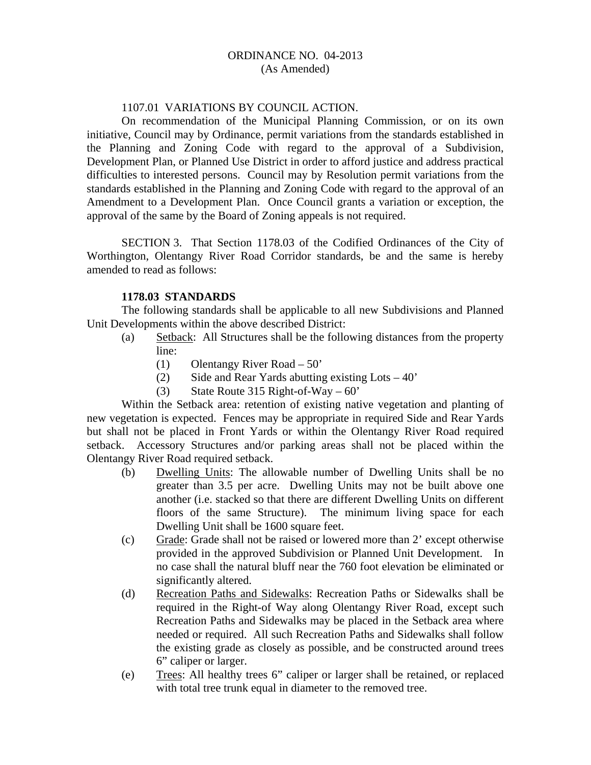ORDINANCE NO. 04-2013
(As Amended)

1107.01 VARIATIONS BY COUNCIL ACTION.

On recommendation of the Municipal Planning Commission, or on its own initiative, Council may by Ordinance, permit variations from the standards established in the Planning and Zoning Code with regard to the approval of a Subdivision, Development Plan, or Planned Use District in order to afford justice and address practical difficulties to interested persons. Council may by Resolution permit variations from the standards established in the Planning and Zoning Code with regard to the approval of an Amendment to a Development Plan. Once Council grants a variation or exception, the approval of the same by the Board of Zoning appeals is not required.

SECTION 3. That Section 1178.03 of the Codified Ordinances of the City of Worthington, Olentangy River Road Corridor standards, be and the same is hereby amended to read as follows:

**1178.03 STANDARDS**

The following standards shall be applicable to all new Subdivisions and Planned Unit Developments within the above described District:

(a) Setback: All Structures shall be the following distances from the property line:

(1) Olentangy River Road – 50'

(2) Side and Rear Yards abutting existing Lots – 40'

(3) State Route 315 Right-of-Way – 60'

Within the Setback area: retention of existing native vegetation and planting of new vegetation is expected. Fences may be appropriate in required Side and Rear Yards but shall not be placed in Front Yards or within the Olentangy River Road required setback. Accessory Structures and/or parking areas shall not be placed within the Olentangy River Road required setback.

(b) Dwelling Units: The allowable number of Dwelling Units shall be no greater than 3.5 per acre. Dwelling Units may not be built above one another (i.e. stacked so that there are different Dwelling Units on different floors of the same Structure). The minimum living space for each Dwelling Unit shall be 1600 square feet.

(c) Grade: Grade shall not be raised or lowered more than 2' except otherwise provided in the approved Subdivision or Planned Unit Development. In no case shall the natural bluff near the 760 foot elevation be eliminated or significantly altered.

(d) Recreation Paths and Sidewalks: Recreation Paths or Sidewalks shall be required in the Right-of Way along Olentangy River Road, except such Recreation Paths and Sidewalks may be placed in the Setback area where needed or required. All such Recreation Paths and Sidewalks shall follow the existing grade as closely as possible, and be constructed around trees 6" caliper or larger.

(e) Trees: All healthy trees 6" caliper or larger shall be retained, or replaced with total tree trunk equal in diameter to the removed tree.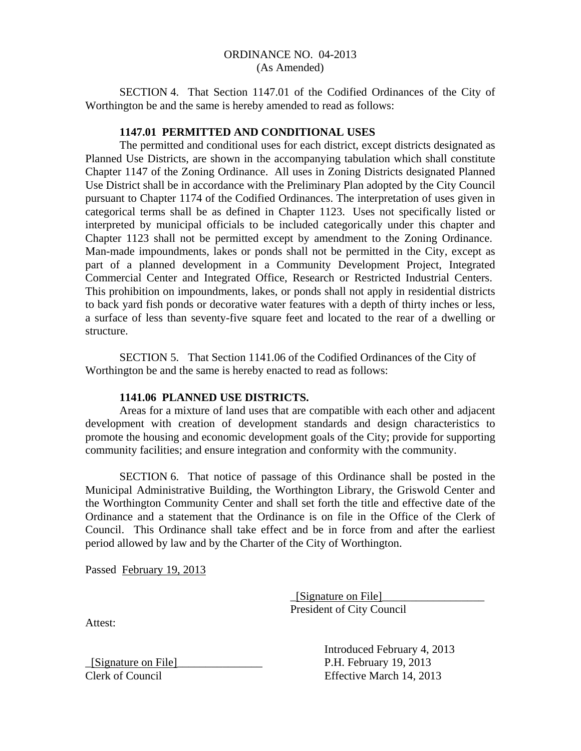ORDINANCE NO. 04-2013
(As Amended)

SECTION 4. That Section 1147.01 of the Codified Ordinances of the City of Worthington be and the same is hereby amended to read as follows:

**1147.01 PERMITTED AND CONDITIONAL USES**

The permitted and conditional uses for each district, except districts designated as Planned Use Districts, are shown in the accompanying tabulation which shall constitute Chapter 1147 of the Zoning Ordinance. All uses in Zoning Districts designated Planned Use District shall be in accordance with the Preliminary Plan adopted by the City Council pursuant to Chapter 1174 of the Codified Ordinances. The interpretation of uses given in categorical terms shall be as defined in Chapter 1123. Uses not specifically listed or interpreted by municipal officials to be included categorically under this chapter and Chapter 1123 shall not be permitted except by amendment to the Zoning Ordinance. Man-made impoundments, lakes or ponds shall not be permitted in the City, except as part of a planned development in a Community Development Project, Integrated Commercial Center and Integrated Office, Research or Restricted Industrial Centers. This prohibition on impoundments, lakes, or ponds shall not apply in residential districts to back yard fish ponds or decorative water features with a depth of thirty inches or less, a surface of less than seventy-five square feet and located to the rear of a dwelling or structure.

SECTION 5. That Section 1141.06 of the Codified Ordinances of the City of Worthington be and the same is hereby enacted to read as follows:

**1141.06 PLANNED USE DISTRICTS.**

Areas for a mixture of land uses that are compatible with each other and adjacent development with creation of development standards and design characteristics to promote the housing and economic development goals of the City; provide for supporting community facilities; and ensure integration and conformity with the community.

SECTION 6. That notice of passage of this Ordinance shall be posted in the Municipal Administrative Building, the Worthington Library, the Griswold Center and the Worthington Community Center and shall set forth the title and effective date of the Ordinance and a statement that the Ordinance is on file in the Office of the Clerk of Council. This Ordinance shall take effect and be in force from and after the earliest period allowed by law and by the Charter of the City of Worthington.

Passed February 19, 2013

_[Signature on File]__________________
President of City Council

Attest:

_[Signature on File]_______________
Clerk of Council

Introduced February 4, 2013
P.H. February 19, 2013
Effective March 14, 2013